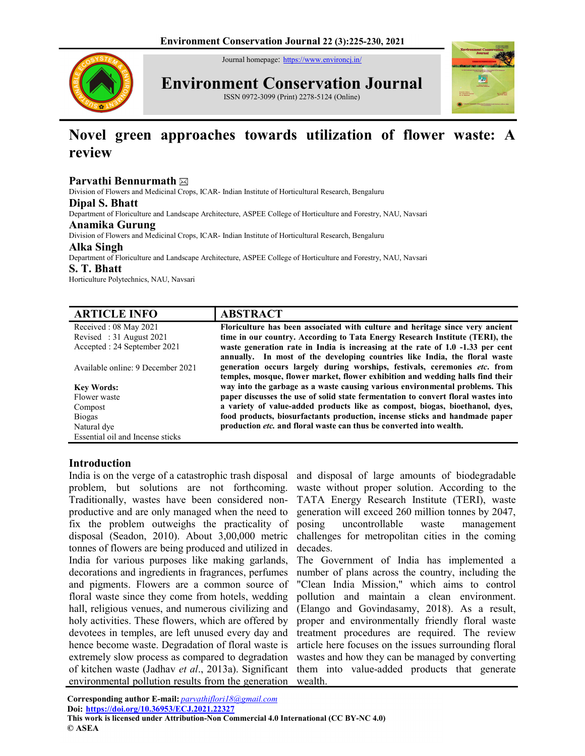Journal homepage: https://www.environcj.in/

# Environment Conservation Journal

ISSN 0972-3099 (Print) 2278-5124 (Online)

# Novel green approaches towards utilization of flower waste: A review

**Parvathi Bennurmath** ✉
Division of Flowers and Medicinal Crops, ICAR- Indian Institute of Horticultural Research, Bengaluru

**Dipal S. Bhatt**
Department of Floriculture and Landscape Architecture, ASPEE College of Horticulture and Forestry, NAU, Navsari

**Anamika Gurung**
Division of Flowers and Medicinal Crops, ICAR- Indian Institute of Horticultural Research, Bengaluru

**Alka Singh**
Department of Floriculture and Landscape Architecture, ASPEE College of Horticulture and Forestry, NAU, Navsari

**S. T. Bhatt**
Horticulture Polytechnics, NAU, Navsari

## ARTICLE INFO

Received : 08 May 2021
Revised : 31 August 2021
Accepted : 24 September 2021

Available online: 9 December 2021

**Key Words:**
Flower waste
Compost
Biogas
Natural dye
Essential oil and Incense sticks

## ABSTRACT

**Floriculture has been associated with culture and heritage since very ancient time in our country. According to Tata Energy Research Institute (TERI), the waste generation rate in India is increasing at the rate of 1.0 -1.33 per cent annually. In most of the developing countries like India, the floral waste generation occurs largely during worships, festivals, ceremonies *etc.* from temples, mosque, flower market, flower exhibition and wedding halls find their way into the garbage as a waste causing various environmental problems. This paper discusses the use of solid state fermentation to convert floral wastes into a variety of value-added products like as compost, biogas, bioethanol, dyes, food products, biosurfactants production, incense sticks and handmade paper production *etc.* and floral waste can thus be converted into wealth.**

## Introduction

India is on the verge of a catastrophic trash disposal problem, but solutions are not forthcoming. Traditionally, wastes have been considered non-productive and are only managed when the need to fix the problem outweighs the practicality of disposal (Seadon, 2010). About 3,00,000 metric tonnes of flowers are being produced and utilized in India for various purposes like making garlands, decorations and ingredients in fragrances, perfumes and pigments. Flowers are a common source of floral waste since they come from hotels, wedding hall, religious venues, and numerous civilizing and holy activities. These flowers, which are offered by devotees in temples, are left unused every day and hence become waste. Degradation of floral waste is extremely slow process as compared to degradation of kitchen waste (Jadhav *et al*., 2013a). Significant environmental pollution results from the generation and disposal of large amounts of biodegradable waste without proper solution. According to the TATA Energy Research Institute (TERI), waste generation will exceed 260 million tonnes by 2047, posing uncontrollable waste management challenges for metropolitan cities in the coming decades.

The Government of India has implemented a number of plans across the country, including the "Clean India Mission," which aims to control pollution and maintain a clean environment. (Elango and Govindasamy, 2018). As a result, proper and environmentally friendly floral waste treatment procedures are required. The review article here focuses on the issues surrounding floral wastes and how they can be managed by converting them into value-added products that generate wealth.

**Corresponding author E-mail:** *parvathiflori18@gmail.com*
**Doi:** **https://doi.org/10.36953/ECJ.2021.22327**
**This work is licensed under Attribution-Non Commercial 4.0 International (CC BY-NC 4.0)**
**© ASEA**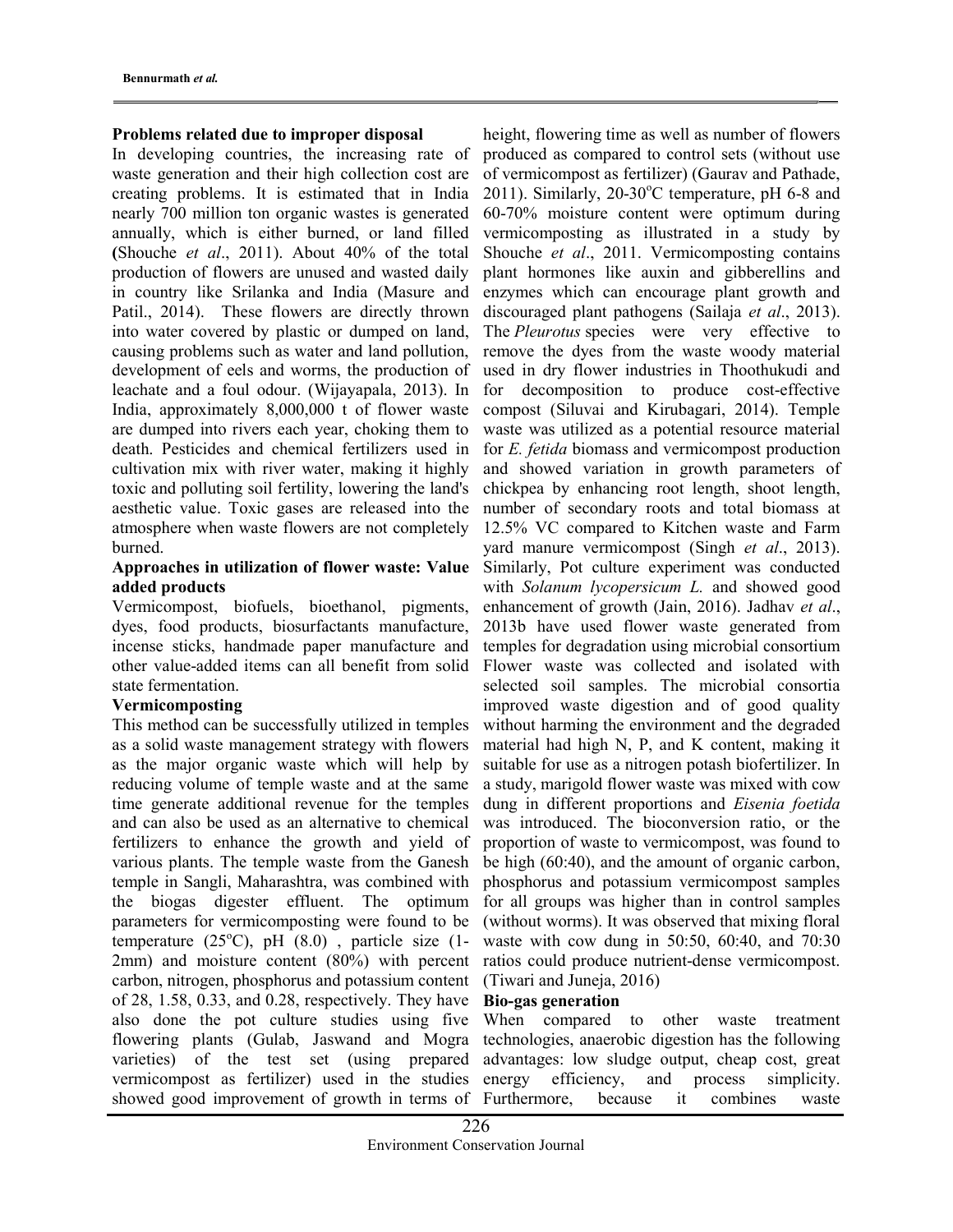**Problems related due to improper disposal**

In developing countries, the increasing rate of waste generation and their high collection cost are creating problems. It is estimated that in India nearly 700 million ton organic wastes is generated annually, which is either burned, or land filled (Shouche *et al*., 2011). About 40% of the total production of flowers are unused and wasted daily in country like Srilanka and India (Masure and Patil., 2014). These flowers are directly thrown into water covered by plastic or dumped on land, causing problems such as water and land pollution, development of eels and worms, the production of leachate and a foul odour. (Wijayapala, 2013). In India, approximately 8,000,000 t of flower waste are dumped into rivers each year, choking them to death. Pesticides and chemical fertilizers used in cultivation mix with river water, making it highly toxic and polluting soil fertility, lowering the land's aesthetic value. Toxic gases are released into the atmosphere when waste flowers are not completely burned.

**Approaches in utilization of flower waste: Value added products**

Vermicompost, biofuels, bioethanol, pigments, dyes, food products, biosurfactants manufacture, incense sticks, handmade paper manufacture and other value-added items can all benefit from solid state fermentation.

**Vermicomposting**

This method can be successfully utilized in temples as a solid waste management strategy with flowers as the major organic waste which will help by reducing volume of temple waste and at the same time generate additional revenue for the temples and can also be used as an alternative to chemical fertilizers to enhance the growth and yield of various plants. The temple waste from the Ganesh temple in Sangli, Maharashtra, was combined with the biogas digester effluent. The optimum parameters for vermicomposting were found to be temperature (25°C), pH (8.0) , particle size (1-2mm) and moisture content (80%) with percent carbon, nitrogen, phosphorus and potassium content of 28, 1.58, 0.33, and 0.28, respectively. They have also done the pot culture studies using five flowering plants (Gulab, Jaswand and Mogra varieties) of the test set (using prepared vermicompost as fertilizer) used in the studies showed good improvement of growth in terms of height, flowering time as well as number of flowers produced as compared to control sets (without use of vermicompost as fertilizer) (Gaurav and Pathade, 2011). Similarly, 20-30°C temperature, pH 6-8 and 60-70% moisture content were optimum during vermicomposting as illustrated in a study by Shouche *et al*., 2011. Vermicomposting contains plant hormones like auxin and gibberellins and enzymes which can encourage plant growth and discouraged plant pathogens (Sailaja *et al*., 2013). The *Pleurotus* species were very effective to remove the dyes from the waste woody material used in dry flower industries in Thoothukudi and for decomposition to produce cost-effective compost (Siluvai and Kirubagari, 2014). Temple waste was utilized as a potential resource material for *E. fetida* biomass and vermicompost production and showed variation in growth parameters of chickpea by enhancing root length, shoot length, number of secondary roots and total biomass at 12.5% VC compared to Kitchen waste and Farm yard manure vermicompost (Singh *et al*., 2013). Similarly, Pot culture experiment was conducted with *Solanum lycopersicum L.* and showed good enhancement of growth (Jain, 2016). Jadhav *et al*., 2013b have used flower waste generated from temples for degradation using microbial consortium Flower waste was collected and isolated with selected soil samples. The microbial consortia improved waste digestion and of good quality without harming the environment and the degraded material had high N, P, and K content, making it suitable for use as a nitrogen potash biofertilizer. In a study, marigold flower waste was mixed with cow dung in different proportions and *Eisenia foetida* was introduced. The bioconversion ratio, or the proportion of waste to vermicompost, was found to be high (60:40), and the amount of organic carbon, phosphorus and potassium vermicompost samples for all groups was higher than in control samples (without worms). It was observed that mixing floral waste with cow dung in 50:50, 60:40, and 70:30 ratios could produce nutrient-dense vermicompost. (Tiwari and Juneja, 2016)

**Bio-gas generation**

When compared to other waste treatment technologies, anaerobic digestion has the following advantages: low sludge output, cheap cost, great energy efficiency, and process simplicity. Furthermore, because it combines waste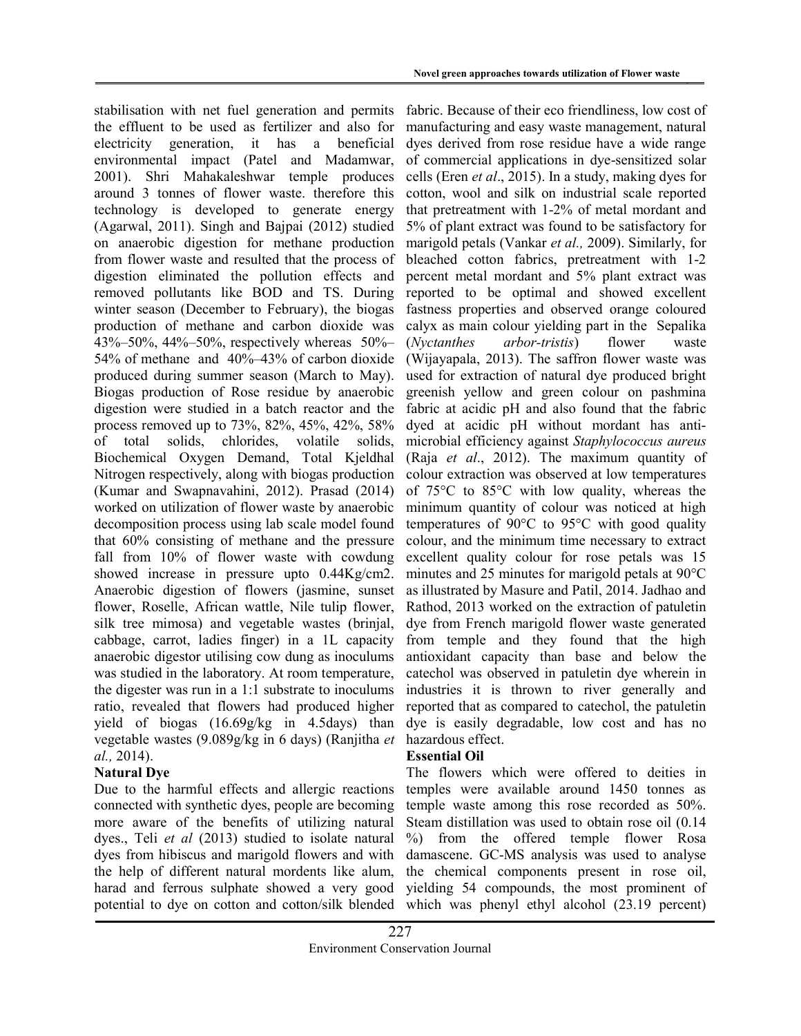stabilisation with net fuel generation and permits the effluent to be used as fertilizer and also for electricity generation, it has a beneficial environmental impact (Patel and Madamwar, 2001). Shri Mahakaleshwar temple produces around 3 tonnes of flower waste. therefore this technology is developed to generate energy (Agarwal, 2011). Singh and Bajpai (2012) studied on anaerobic digestion for methane production from flower waste and resulted that the process of digestion eliminated the pollution effects and removed pollutants like BOD and TS. During winter season (December to February), the biogas production of methane and carbon dioxide was 43%–50%, 44%–50%, respectively whereas 50%–54% of methane and 40%–43% of carbon dioxide produced during summer season (March to May). Biogas production of Rose residue by anaerobic digestion were studied in a batch reactor and the process removed up to 73%, 82%, 45%, 42%, 58% of total solids, chlorides, volatile solids, Biochemical Oxygen Demand, Total Kjeldhal Nitrogen respectively, along with biogas production (Kumar and Swapnavahini, 2012). Prasad (2014) worked on utilization of flower waste by anaerobic decomposition process using lab scale model found that 60% consisting of methane and the pressure fall from 10% of flower waste with cowdung showed increase in pressure upto 0.44Kg/cm2. Anaerobic digestion of flowers (jasmine, sunset flower, Roselle, African wattle, Nile tulip flower, silk tree mimosa) and vegetable wastes (brinjal, cabbage, carrot, ladies finger) in a 1L capacity anaerobic digestor utilising cow dung as inoculums was studied in the laboratory. At room temperature, the digester was run in a 1:1 substrate to inoculums ratio, revealed that flowers had produced higher yield of biogas (16.69g/kg in 4.5days) than vegetable wastes (9.089g/kg in 6 days) (Ranjitha *et al.,* 2014).

**Natural Dye**

Due to the harmful effects and allergic reactions connected with synthetic dyes, people are becoming more aware of the benefits of utilizing natural dyes., Teli *et al* (2013) studied to isolate natural dyes from hibiscus and marigold flowers and with the help of different natural mordents like alum, harad and ferrous sulphate showed a very good potential to dye on cotton and cotton/silk blended fabric. Because of their eco friendliness, low cost of manufacturing and easy waste management, natural dyes derived from rose residue have a wide range of commercial applications in dye-sensitized solar cells (Eren *et al*., 2015). In a study, making dyes for cotton, wool and silk on industrial scale reported that pretreatment with 1-2% of metal mordant and 5% of plant extract was found to be satisfactory for marigold petals (Vankar *et al.,* 2009). Similarly, for bleached cotton fabrics, pretreatment with 1-2 percent metal mordant and 5% plant extract was reported to be optimal and showed excellent fastness properties and observed orange coloured calyx as main colour yielding part in the Sepalika (*Nyctanthes arbor-tristis*) flower waste (Wijayapala, 2013). The saffron flower waste was used for extraction of natural dye produced bright greenish yellow and green colour on pashmina fabric at acidic pH and also found that the fabric dyed at acidic pH without mordant has anti-microbial efficiency against *Staphylococcus aureus* (Raja *et al*., 2012). The maximum quantity of colour extraction was observed at low temperatures of 75°C to 85°C with low quality, whereas the minimum quantity of colour was noticed at high temperatures of 90°C to 95°C with good quality colour, and the minimum time necessary to extract excellent quality colour for rose petals was 15 minutes and 25 minutes for marigold petals at 90°C as illustrated by Masure and Patil, 2014. Jadhao and Rathod, 2013 worked on the extraction of patuletin dye from French marigold flower waste generated from temple and they found that the high antioxidant capacity than base and below the catechol was observed in patuletin dye wherein in industries it is thrown to river generally and reported that as compared to catechol, the patuletin dye is easily degradable, low cost and has no hazardous effect.

**Essential Oil**

The flowers which were offered to deities in temples were available around 1450 tonnes as temple waste among this rose recorded as 50%. Steam distillation was used to obtain rose oil (0.14 %) from the offered temple flower Rosa damascene. GC-MS analysis was used to analyse the chemical components present in rose oil, yielding 54 compounds, the most prominent of which was phenyl ethyl alcohol (23.19 percent)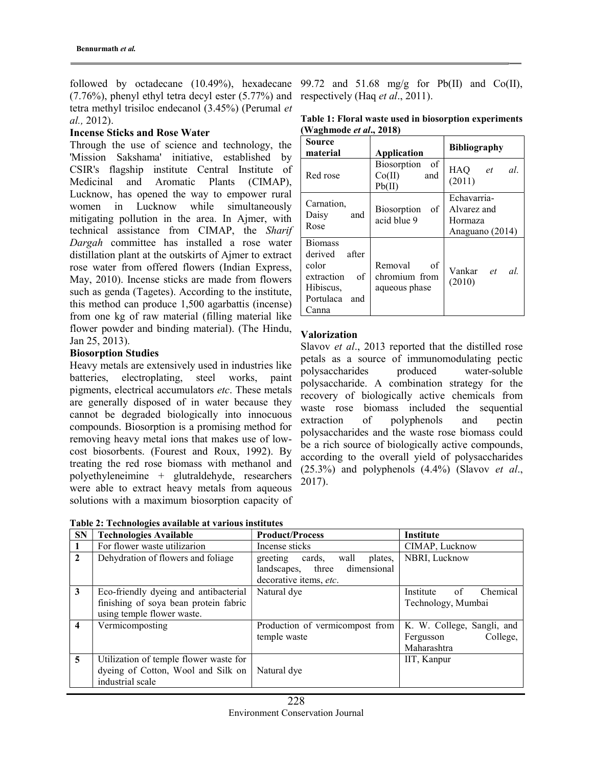followed by octadecane (10.49%), hexadecane (7.76%), phenyl ethyl tetra decyl ester (5.77%) and tetra methyl trisiloc endecanol (3.45%) (Perumal *et al.,* 2012).

### Incense Sticks and Rose Water

Through the use of science and technology, the 'Mission Sakshama' initiative, established by CSIR's flagship institute Central Institute of Medicinal and Aromatic Plants (CIMAP), Lucknow, has opened the way to empower rural women in Lucknow while simultaneously mitigating pollution in the area. In Ajmer, with technical assistance from CIMAP, the *Sharif Dargah* committee has installed a rose water distillation plant at the outskirts of Ajmer to extract rose water from offered flowers (Indian Express, May, 2010). Incense sticks are made from flowers such as genda (Tagetes). According to the institute, this method can produce 1,500 agarbattis (incense) from one kg of raw material (filling material like flower powder and binding material). (The Hindu, Jan 25, 2013).

### Biosorption Studies

Heavy metals are extensively used in industries like batteries, electroplating, steel works, paint pigments, electrical accumulators *etc*. These metals are generally disposed of in water because they cannot be degraded biologically into innocuous compounds. Biosorption is a promising method for removing heavy metal ions that makes use of low-cost biosorbents. (Fourest and Roux, 1992). By treating the red rose biomass with methanol and polyethyleneimine + glutraldehyde, researchers were able to extract heavy metals from aqueous solutions with a maximum biosorption capacity of 99.72 and 51.68 mg/g for Pb(II) and Co(II), respectively (Haq *et al*., 2011).

**Table 1: Floral waste used in biosorption experiments (Waghmode *et al*., 2018)**

| Source material | Application | Bibliography |
|---|---|---|
| Red rose | Biosorption of Co(II) and Pb(II) | HAQ *et al*. (2011) |
| Carnation, Daisy and Rose | Biosorption of acid blue 9 | Echavarria-Alvarez and Hormaza Anaguano (2014) |
| Biomass derived after color extraction of Hibiscus, Portulaca and Canna | Removal of chromium from aqueous phase | Vankar *et al.* (2010) |

### Valorization

Slavov *et al*., 2013 reported that the distilled rose petals as a source of immunomodulating pectic polysaccharides produced water-soluble polysaccharide. A combination strategy for the recovery of biologically active chemicals from waste rose biomass included the sequential extraction of polyphenols and pectin polysaccharides and the waste rose biomass could be a rich source of biologically active compounds, according to the overall yield of polysaccharides (25.3%) and polyphenols (4.4%) (Slavov *et al*., 2017).

**Table 2: Technologies available at various institutes**

| SN | Technologies Available | Product/Process | Institute |
|---|---|---|---|
| **1** | For flower waste utilizarion | Incense sticks | CIMAP, Lucknow |
| **2** | Dehydration of flowers and foliage | greeting cards, wall plates, landscapes, three dimensional decorative items, *etc*. | NBRI, Lucknow |
| **3** | Eco-friendly dyeing and antibacterial finishing of soya bean protein fabric using temple flower waste. | Natural dye | Institute of Chemical Technology, Mumbai |
| **4** | Vermicomposting | Production of vermicompost from temple waste | K. W. College, Sangli, and Fergusson College, Maharashtra |
| **5** | Utilization of temple flower waste for dyeing of Cotton, Wool and Silk on industrial scale | Natural dye | IIT, Kanpur |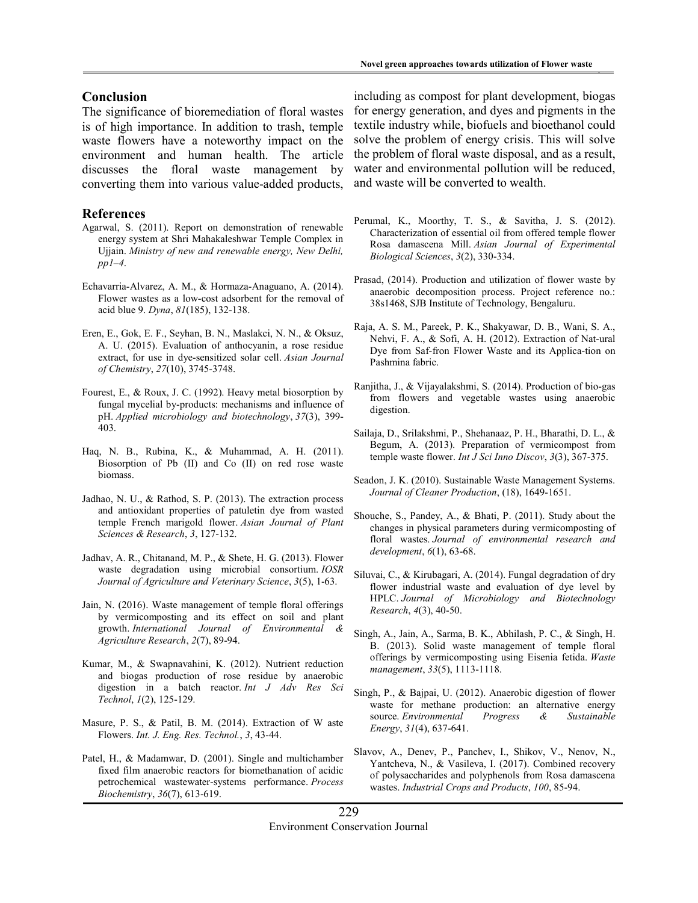## Conclusion

The significance of bioremediation of floral wastes is of high importance. In addition to trash, temple waste flowers have a noteworthy impact on the environment and human health. The article discusses the floral waste management by converting them into various value-added products, including as compost for plant development, biogas for energy generation, and dyes and pigments in the textile industry while, biofuels and bioethanol could solve the problem of energy crisis. This will solve the problem of floral waste disposal, and as a result, water and environmental pollution will be reduced, and waste will be converted to wealth.

## References

Agarwal, S. (2011). Report on demonstration of renewable energy system at Shri Mahakaleshwar Temple Complex in Ujjain. *Ministry of new and renewable energy, New Delhi, pp1–4*.

Echavarria-Alvarez, A. M., & Hormaza-Anaguano, A. (2014). Flower wastes as a low-cost adsorbent for the removal of acid blue 9. *Dyna*, *81*(185), 132-138.

Eren, E., Gok, E. F., Seyhan, B. N., Maslakci, N. N., & Oksuz, A. U. (2015). Evaluation of anthocyanin, a rose residue extract, for use in dye-sensitized solar cell. *Asian Journal of Chemistry*, *27*(10), 3745-3748.

Fourest, E., & Roux, J. C. (1992). Heavy metal biosorption by fungal mycelial by-products: mechanisms and influence of pH. *Applied microbiology and biotechnology*, *37*(3), 399-403.

Haq, N. B., Rubina, K., & Muhammad, A. H. (2011). Biosorption of Pb (II) and Co (II) on red rose waste biomass.

Jadhao, N. U., & Rathod, S. P. (2013). The extraction process and antioxidant properties of patuletin dye from wasted temple French marigold flower. *Asian Journal of Plant Sciences & Research*, *3*, 127-132.

Jadhav, A. R., Chitanand, M. P., & Shete, H. G. (2013). Flower waste degradation using microbial consortium. *IOSR Journal of Agriculture and Veterinary Science*, *3*(5), 1-63.

Jain, N. (2016). Waste management of temple floral offerings by vermicomposting and its effect on soil and plant growth. *International Journal of Environmental & Agriculture Research*, *2*(7), 89-94.

Kumar, M., & Swapnavahini, K. (2012). Nutrient reduction and biogas production of rose residue by anaerobic digestion in a batch reactor. *Int J Adv Res Sci Technol*, *1*(2), 125-129.

Masure, P. S., & Patil, B. M. (2014). Extraction of W aste Flowers. *Int. J. Eng. Res. Technol.*, *3*, 43-44.

Patel, H., & Madamwar, D. (2001). Single and multichamber fixed film anaerobic reactors for biomethanation of acidic petrochemical wastewater-systems performance. *Process Biochemistry*, *36*(7), 613-619.

Perumal, K., Moorthy, T. S., & Savitha, J. S. (2012). Characterization of essential oil from offered temple flower Rosa damascena Mill. *Asian Journal of Experimental Biological Sciences*, *3*(2), 330-334.

Prasad, (2014). Production and utilization of flower waste by anaerobic decomposition process. Project reference no.: 38s1468, SJB Institute of Technology, Bengaluru.

Raja, A. S. M., Pareek, P. K., Shakyawar, D. B., Wani, S. A., Nehvi, F. A., & Sofi, A. H. (2012). Extraction of Nat-ural Dye from Saf-fron Flower Waste and its Applica-tion on Pashmina fabric.

Ranjitha, J., & Vijayalakshmi, S. (2014). Production of bio-gas from flowers and vegetable wastes using anaerobic digestion.

Sailaja, D., Srilakshmi, P., Shehanaaz, P. H., Bharathi, D. L., & Begum, A. (2013). Preparation of vermicompost from temple waste flower. *Int J Sci Inno Discov*, *3*(3), 367-375.

Seadon, J. K. (2010). Sustainable Waste Management Systems. *Journal of Cleaner Production*, (18), 1649-1651.

Shouche, S., Pandey, A., & Bhati, P. (2011). Study about the changes in physical parameters during vermicomposting of floral wastes. *Journal of environmental research and development*, *6*(1), 63-68.

Siluvai, C., & Kirubagari, A. (2014). Fungal degradation of dry flower industrial waste and evaluation of dye level by HPLC. *Journal of Microbiology and Biotechnology Research*, *4*(3), 40-50.

Singh, A., Jain, A., Sarma, B. K., Abhilash, P. C., & Singh, H. B. (2013). Solid waste management of temple floral offerings by vermicomposting using Eisenia fetida. *Waste management*, *33*(5), 1113-1118.

Singh, P., & Bajpai, U. (2012). Anaerobic digestion of flower waste for methane production: an alternative energy source. *Environmental Progress & Sustainable Energy*, *31*(4), 637-641.

Slavov, A., Denev, P., Panchev, I., Shikov, V., Nenov, N., Yantcheva, N., & Vasileva, I. (2017). Combined recovery of polysaccharides and polyphenols from Rosa damascena wastes. *Industrial Crops and Products*, *100*, 85-94.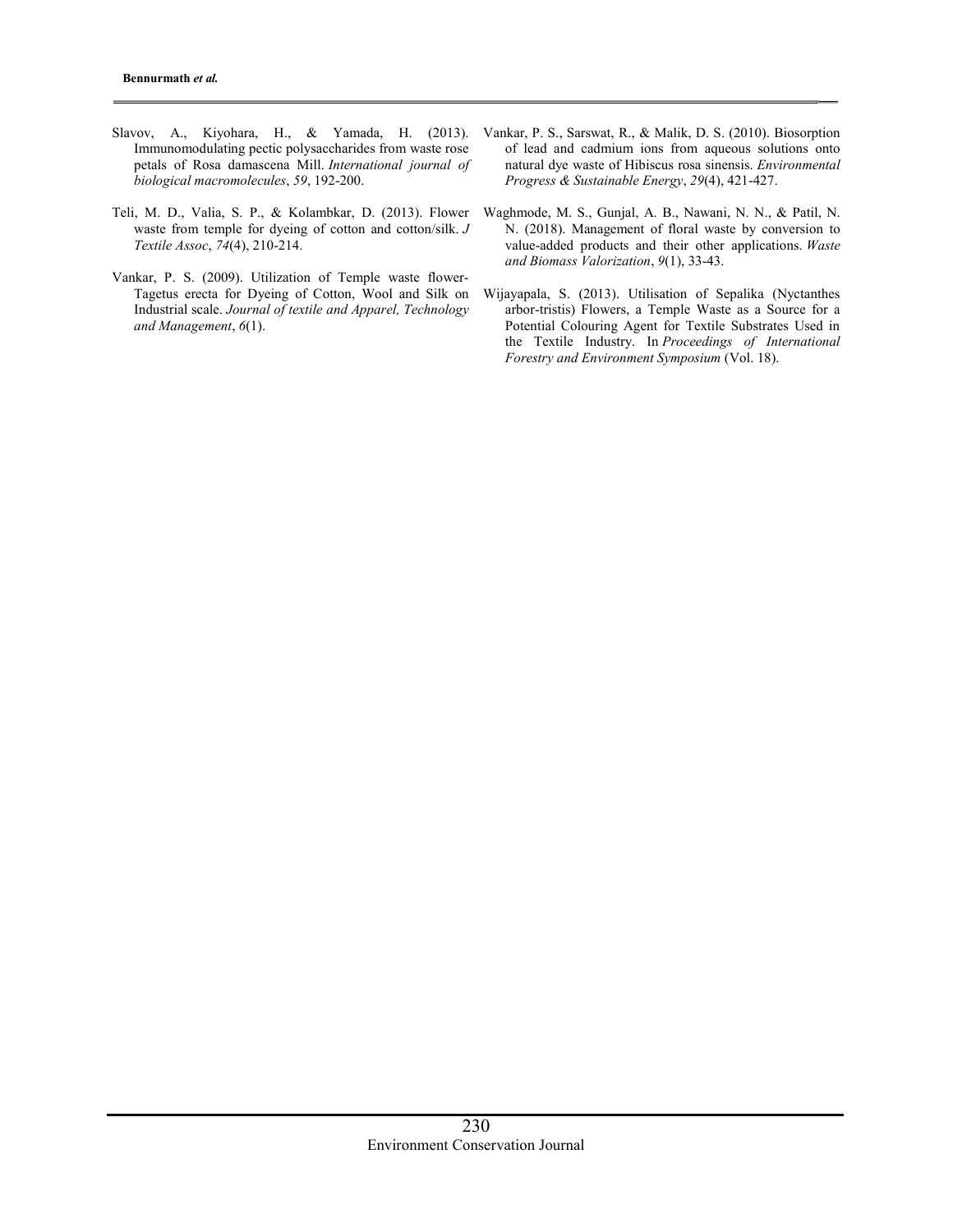Slavov, A., Kiyohara, H., & Yamada, H. (2013). Immunomodulating pectic polysaccharides from waste rose petals of Rosa damascena Mill. *International journal of biological macromolecules*, *59*, 192-200.

Teli, M. D., Valia, S. P., & Kolambkar, D. (2013). Flower waste from temple for dyeing of cotton and cotton/silk. *J Textile Assoc*, *74*(4), 210-214.

Vankar, P. S. (2009). Utilization of Temple waste flower-Tagetus erecta for Dyeing of Cotton, Wool and Silk on Industrial scale. *Journal of textile and Apparel, Technology and Management*, *6*(1).

Vankar, P. S., Sarswat, R., & Malik, D. S. (2010). Biosorption of lead and cadmium ions from aqueous solutions onto natural dye waste of Hibiscus rosa sinensis. *Environmental Progress & Sustainable Energy*, *29*(4), 421-427.

Waghmode, M. S., Gunjal, A. B., Nawani, N. N., & Patil, N. N. (2018). Management of floral waste by conversion to value-added products and their other applications. *Waste and Biomass Valorization*, *9*(1), 33-43.

Wijayapala, S. (2013). Utilisation of Sepalika (Nyctanthes arbor-tristis) Flowers, a Temple Waste as a Source for a Potential Colouring Agent for Textile Substrates Used in the Textile Industry. In *Proceedings of International Forestry and Environment Symposium* (Vol. 18).